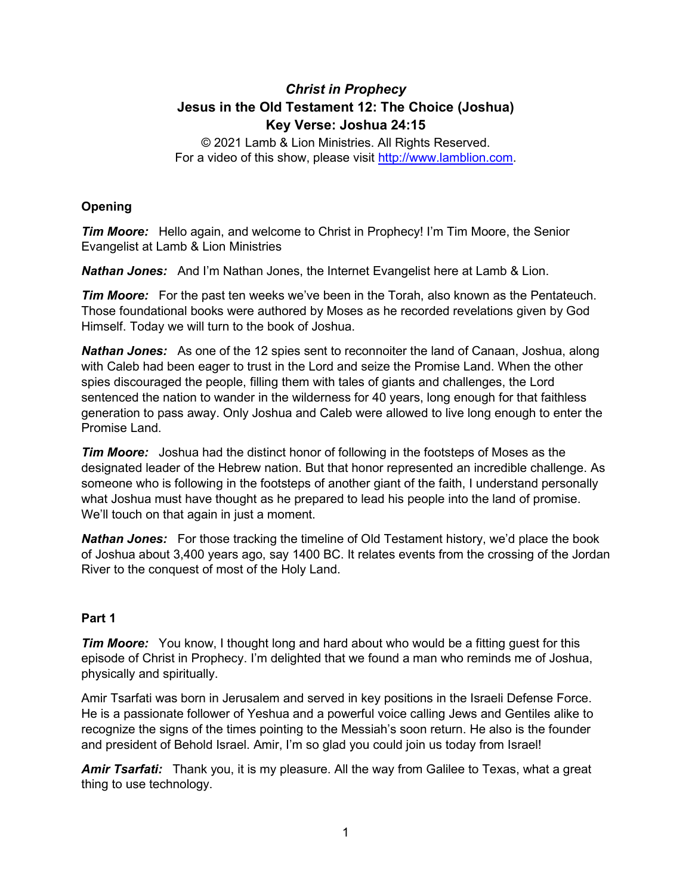# *Christ in Prophecy*

## Jesus in the Old Testament 12: The Choice (Joshua)

## Key Verse: Joshua 24:15

© 2021 Lamb & Lion Ministries. All Rights Reserved.
For a video of this show, please visit http://www.lamblion.com.

### Opening

***Tim Moore:*** Hello again, and welcome to Christ in Prophecy! I'm Tim Moore, the Senior Evangelist at Lamb & Lion Ministries

***Nathan Jones:*** And I'm Nathan Jones, the Internet Evangelist here at Lamb & Lion.

***Tim Moore:*** For the past ten weeks we've been in the Torah, also known as the Pentateuch. Those foundational books were authored by Moses as he recorded revelations given by God Himself. Today we will turn to the book of Joshua.

***Nathan Jones:*** As one of the 12 spies sent to reconnoiter the land of Canaan, Joshua, along with Caleb had been eager to trust in the Lord and seize the Promise Land. When the other spies discouraged the people, filling them with tales of giants and challenges, the Lord sentenced the nation to wander in the wilderness for 40 years, long enough for that faithless generation to pass away. Only Joshua and Caleb were allowed to live long enough to enter the Promise Land.

***Tim Moore:*** Joshua had the distinct honor of following in the footsteps of Moses as the designated leader of the Hebrew nation. But that honor represented an incredible challenge. As someone who is following in the footsteps of another giant of the faith, I understand personally what Joshua must have thought as he prepared to lead his people into the land of promise. We'll touch on that again in just a moment.

***Nathan Jones:*** For those tracking the timeline of Old Testament history, we'd place the book of Joshua about 3,400 years ago, say 1400 BC. It relates events from the crossing of the Jordan River to the conquest of most of the Holy Land.

### Part 1

***Tim Moore:*** You know, I thought long and hard about who would be a fitting guest for this episode of Christ in Prophecy. I'm delighted that we found a man who reminds me of Joshua, physically and spiritually.

Amir Tsarfati was born in Jerusalem and served in key positions in the Israeli Defense Force. He is a passionate follower of Yeshua and a powerful voice calling Jews and Gentiles alike to recognize the signs of the times pointing to the Messiah's soon return. He also is the founder and president of Behold Israel. Amir, I'm so glad you could join us today from Israel!

***Amir Tsarfati:*** Thank you, it is my pleasure. All the way from Galilee to Texas, what a great thing to use technology.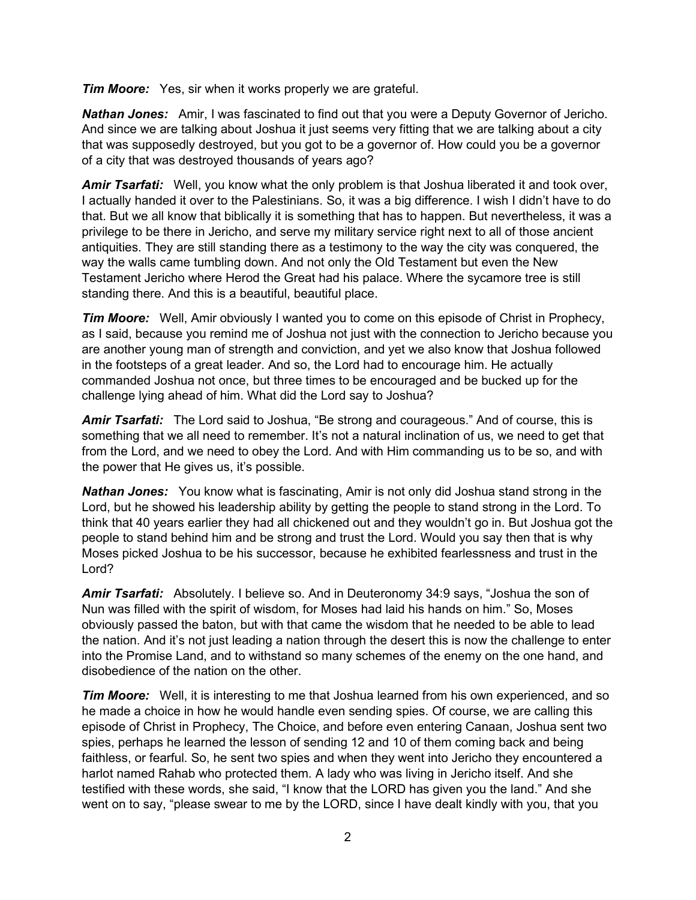***Tim Moore:*** Yes, sir when it works properly we are grateful.

***Nathan Jones:*** Amir, I was fascinated to find out that you were a Deputy Governor of Jericho. And since we are talking about Joshua it just seems very fitting that we are talking about a city that was supposedly destroyed, but you got to be a governor of. How could you be a governor of a city that was destroyed thousands of years ago?

***Amir Tsarfati:*** Well, you know what the only problem is that Joshua liberated it and took over, I actually handed it over to the Palestinians. So, it was a big difference. I wish I didn't have to do that. But we all know that biblically it is something that has to happen. But nevertheless, it was a privilege to be there in Jericho, and serve my military service right next to all of those ancient antiquities. They are still standing there as a testimony to the way the city was conquered, the way the walls came tumbling down. And not only the Old Testament but even the New Testament Jericho where Herod the Great had his palace. Where the sycamore tree is still standing there. And this is a beautiful, beautiful place.

***Tim Moore:*** Well, Amir obviously I wanted you to come on this episode of Christ in Prophecy, as I said, because you remind me of Joshua not just with the connection to Jericho because you are another young man of strength and conviction, and yet we also know that Joshua followed in the footsteps of a great leader. And so, the Lord had to encourage him. He actually commanded Joshua not once, but three times to be encouraged and be bucked up for the challenge lying ahead of him. What did the Lord say to Joshua?

***Amir Tsarfati:*** The Lord said to Joshua, "Be strong and courageous." And of course, this is something that we all need to remember. It's not a natural inclination of us, we need to get that from the Lord, and we need to obey the Lord. And with Him commanding us to be so, and with the power that He gives us, it's possible.

***Nathan Jones:*** You know what is fascinating, Amir is not only did Joshua stand strong in the Lord, but he showed his leadership ability by getting the people to stand strong in the Lord. To think that 40 years earlier they had all chickened out and they wouldn't go in. But Joshua got the people to stand behind him and be strong and trust the Lord. Would you say then that is why Moses picked Joshua to be his successor, because he exhibited fearlessness and trust in the Lord?

***Amir Tsarfati:*** Absolutely. I believe so. And in Deuteronomy 34:9 says, "Joshua the son of Nun was filled with the spirit of wisdom, for Moses had laid his hands on him." So, Moses obviously passed the baton, but with that came the wisdom that he needed to be able to lead the nation. And it's not just leading a nation through the desert this is now the challenge to enter into the Promise Land, and to withstand so many schemes of the enemy on the one hand, and disobedience of the nation on the other.

***Tim Moore:*** Well, it is interesting to me that Joshua learned from his own experienced, and so he made a choice in how he would handle even sending spies. Of course, we are calling this episode of Christ in Prophecy, The Choice, and before even entering Canaan, Joshua sent two spies, perhaps he learned the lesson of sending 12 and 10 of them coming back and being faithless, or fearful. So, he sent two spies and when they went into Jericho they encountered a harlot named Rahab who protected them. A lady who was living in Jericho itself. And she testified with these words, she said, "I know that the LORD has given you the land." And she went on to say, "please swear to me by the LORD, since I have dealt kindly with you, that you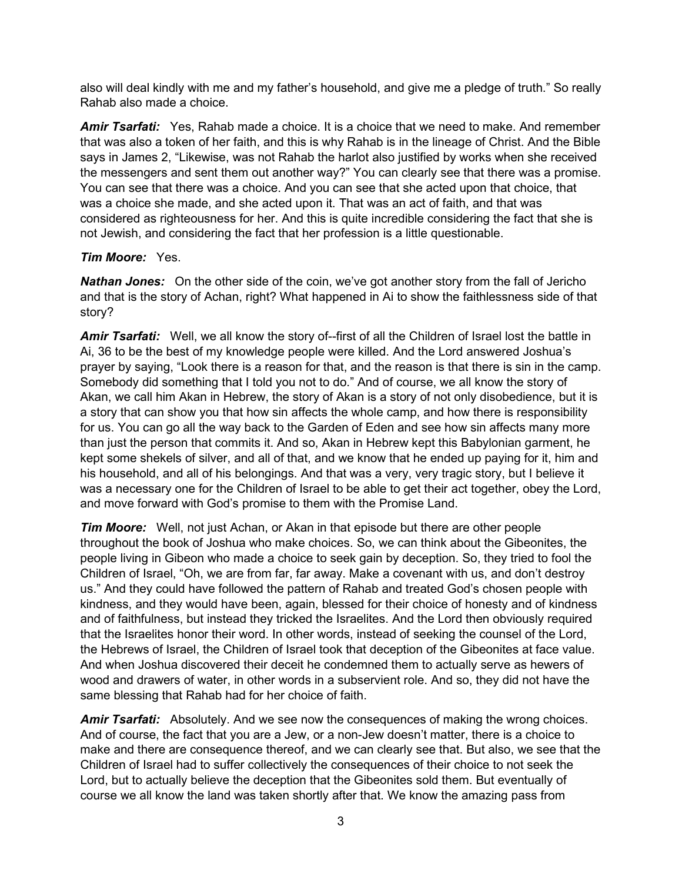also will deal kindly with me and my father's household, and give me a pledge of truth." So really Rahab also made a choice.

***Amir Tsarfati:*** Yes, Rahab made a choice. It is a choice that we need to make. And remember that was also a token of her faith, and this is why Rahab is in the lineage of Christ. And the Bible says in James 2, "Likewise, was not Rahab the harlot also justified by works when she received the messengers and sent them out another way?" You can clearly see that there was a promise. You can see that there was a choice. And you can see that she acted upon that choice, that was a choice she made, and she acted upon it. That was an act of faith, and that was considered as righteousness for her. And this is quite incredible considering the fact that she is not Jewish, and considering the fact that her profession is a little questionable.

***Tim Moore:*** Yes.

***Nathan Jones:*** On the other side of the coin, we've got another story from the fall of Jericho and that is the story of Achan, right? What happened in Ai to show the faithlessness side of that story?

***Amir Tsarfati:*** Well, we all know the story of--first of all the Children of Israel lost the battle in Ai, 36 to be the best of my knowledge people were killed. And the Lord answered Joshua's prayer by saying, "Look there is a reason for that, and the reason is that there is sin in the camp. Somebody did something that I told you not to do." And of course, we all know the story of Akan, we call him Akan in Hebrew, the story of Akan is a story of not only disobedience, but it is a story that can show you that how sin affects the whole camp, and how there is responsibility for us. You can go all the way back to the Garden of Eden and see how sin affects many more than just the person that commits it. And so, Akan in Hebrew kept this Babylonian garment, he kept some shekels of silver, and all of that, and we know that he ended up paying for it, him and his household, and all of his belongings. And that was a very, very tragic story, but I believe it was a necessary one for the Children of Israel to be able to get their act together, obey the Lord, and move forward with God's promise to them with the Promise Land.

***Tim Moore:*** Well, not just Achan, or Akan in that episode but there are other people throughout the book of Joshua who make choices. So, we can think about the Gibeonites, the people living in Gibeon who made a choice to seek gain by deception. So, they tried to fool the Children of Israel, "Oh, we are from far, far away. Make a covenant with us, and don't destroy us." And they could have followed the pattern of Rahab and treated God's chosen people with kindness, and they would have been, again, blessed for their choice of honesty and of kindness and of faithfulness, but instead they tricked the Israelites. And the Lord then obviously required that the Israelites honor their word. In other words, instead of seeking the counsel of the Lord, the Hebrews of Israel, the Children of Israel took that deception of the Gibeonites at face value. And when Joshua discovered their deceit he condemned them to actually serve as hewers of wood and drawers of water, in other words in a subservient role. And so, they did not have the same blessing that Rahab had for her choice of faith.

***Amir Tsarfati:*** Absolutely. And we see now the consequences of making the wrong choices. And of course, the fact that you are a Jew, or a non-Jew doesn't matter, there is a choice to make and there are consequence thereof, and we can clearly see that. But also, we see that the Children of Israel had to suffer collectively the consequences of their choice to not seek the Lord, but to actually believe the deception that the Gibeonites sold them. But eventually of course we all know the land was taken shortly after that. We know the amazing pass from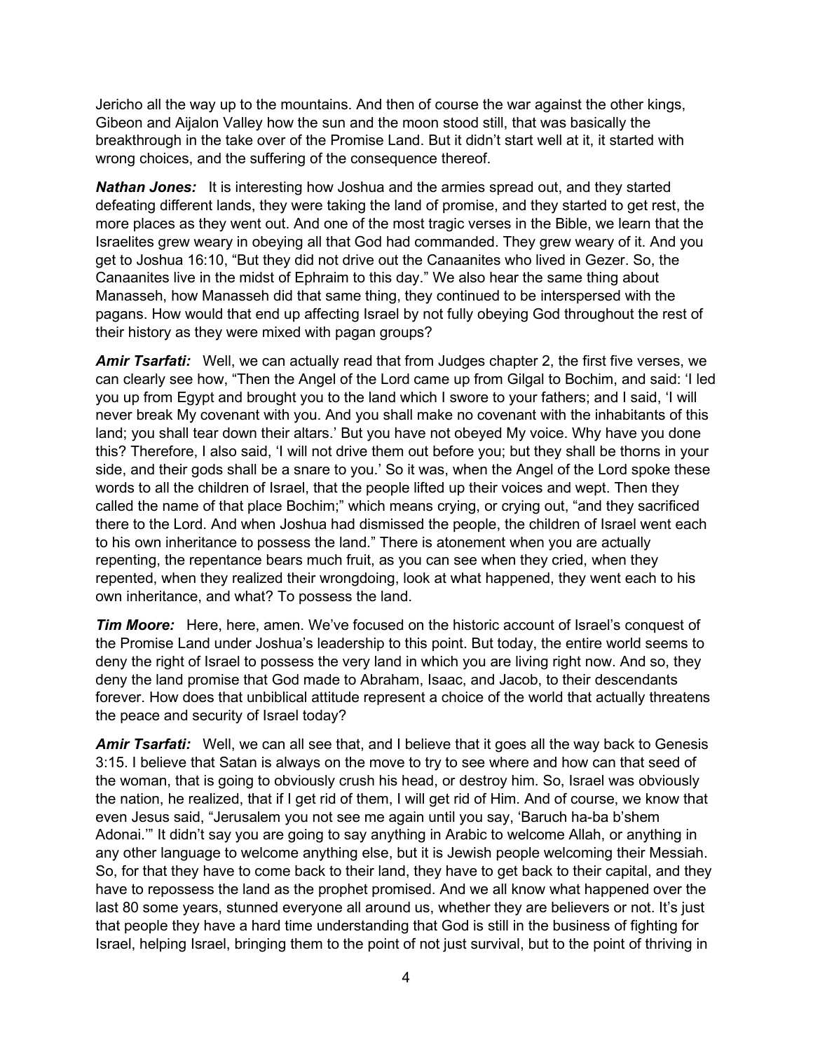Jericho all the way up to the mountains. And then of course the war against the other kings, Gibeon and Aijalon Valley how the sun and the moon stood still, that was basically the breakthrough in the take over of the Promise Land. But it didn't start well at it, it started with wrong choices, and the suffering of the consequence thereof.

***Nathan Jones:*** It is interesting how Joshua and the armies spread out, and they started defeating different lands, they were taking the land of promise, and they started to get rest, the more places as they went out. And one of the most tragic verses in the Bible, we learn that the Israelites grew weary in obeying all that God had commanded. They grew weary of it. And you get to Joshua 16:10, "But they did not drive out the Canaanites who lived in Gezer. So, the Canaanites live in the midst of Ephraim to this day." We also hear the same thing about Manasseh, how Manasseh did that same thing, they continued to be interspersed with the pagans. How would that end up affecting Israel by not fully obeying God throughout the rest of their history as they were mixed with pagan groups?

***Amir Tsarfati:*** Well, we can actually read that from Judges chapter 2, the first five verses, we can clearly see how, "Then the Angel of the Lord came up from Gilgal to Bochim, and said: 'I led you up from Egypt and brought you to the land which I swore to your fathers; and I said, 'I will never break My covenant with you. And you shall make no covenant with the inhabitants of this land; you shall tear down their altars.' But you have not obeyed My voice. Why have you done this? Therefore, I also said, 'I will not drive them out before you; but they shall be thorns in your side, and their gods shall be a snare to you.' So it was, when the Angel of the Lord spoke these words to all the children of Israel, that the people lifted up their voices and wept. Then they called the name of that place Bochim;" which means crying, or crying out, "and they sacrificed there to the Lord. And when Joshua had dismissed the people, the children of Israel went each to his own inheritance to possess the land." There is atonement when you are actually repenting, the repentance bears much fruit, as you can see when they cried, when they repented, when they realized their wrongdoing, look at what happened, they went each to his own inheritance, and what? To possess the land.

***Tim Moore:*** Here, here, amen. We've focused on the historic account of Israel's conquest of the Promise Land under Joshua's leadership to this point. But today, the entire world seems to deny the right of Israel to possess the very land in which you are living right now. And so, they deny the land promise that God made to Abraham, Isaac, and Jacob, to their descendants forever. How does that unbiblical attitude represent a choice of the world that actually threatens the peace and security of Israel today?

***Amir Tsarfati:*** Well, we can all see that, and I believe that it goes all the way back to Genesis 3:15. I believe that Satan is always on the move to try to see where and how can that seed of the woman, that is going to obviously crush his head, or destroy him. So, Israel was obviously the nation, he realized, that if I get rid of them, I will get rid of Him. And of course, we know that even Jesus said, "Jerusalem you not see me again until you say, 'Baruch ha-ba b'shem Adonai.'" It didn't say you are going to say anything in Arabic to welcome Allah, or anything in any other language to welcome anything else, but it is Jewish people welcoming their Messiah. So, for that they have to come back to their land, they have to get back to their capital, and they have to repossess the land as the prophet promised. And we all know what happened over the last 80 some years, stunned everyone all around us, whether they are believers or not. It's just that people they have a hard time understanding that God is still in the business of fighting for Israel, helping Israel, bringing them to the point of not just survival, but to the point of thriving in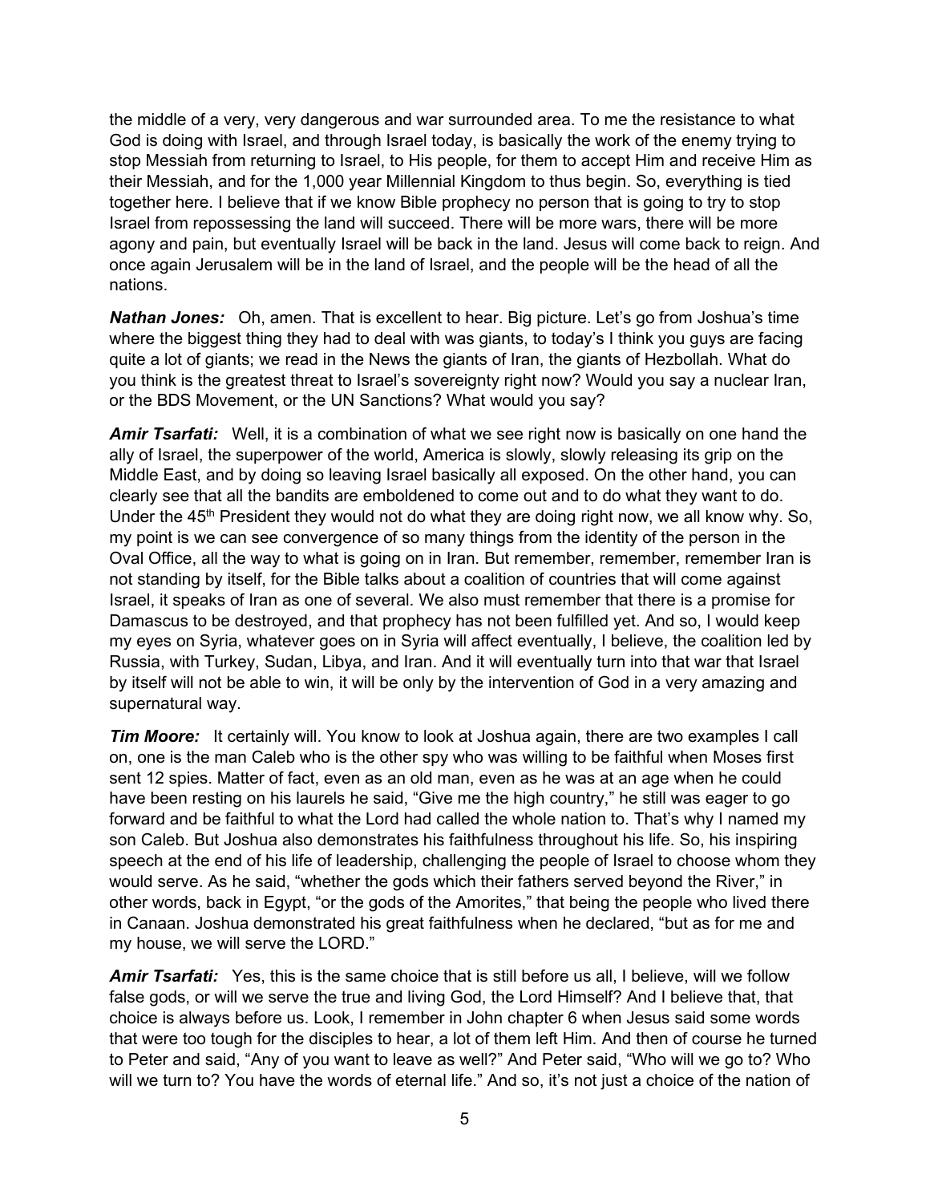the middle of a very, very dangerous and war surrounded area. To me the resistance to what God is doing with Israel, and through Israel today, is basically the work of the enemy trying to stop Messiah from returning to Israel, to His people, for them to accept Him and receive Him as their Messiah, and for the 1,000 year Millennial Kingdom to thus begin. So, everything is tied together here. I believe that if we know Bible prophecy no person that is going to try to stop Israel from repossessing the land will succeed. There will be more wars, there will be more agony and pain, but eventually Israel will be back in the land. Jesus will come back to reign. And once again Jerusalem will be in the land of Israel, and the people will be the head of all the nations.

***Nathan Jones:*** Oh, amen. That is excellent to hear. Big picture. Let's go from Joshua's time where the biggest thing they had to deal with was giants, to today's I think you guys are facing quite a lot of giants; we read in the News the giants of Iran, the giants of Hezbollah. What do you think is the greatest threat to Israel's sovereignty right now? Would you say a nuclear Iran, or the BDS Movement, or the UN Sanctions? What would you say?

***Amir Tsarfati:*** Well, it is a combination of what we see right now is basically on one hand the ally of Israel, the superpower of the world, America is slowly, slowly releasing its grip on the Middle East, and by doing so leaving Israel basically all exposed. On the other hand, you can clearly see that all the bandits are emboldened to come out and to do what they want to do. Under the 45th President they would not do what they are doing right now, we all know why. So, my point is we can see convergence of so many things from the identity of the person in the Oval Office, all the way to what is going on in Iran. But remember, remember, remember Iran is not standing by itself, for the Bible talks about a coalition of countries that will come against Israel, it speaks of Iran as one of several. We also must remember that there is a promise for Damascus to be destroyed, and that prophecy has not been fulfilled yet. And so, I would keep my eyes on Syria, whatever goes on in Syria will affect eventually, I believe, the coalition led by Russia, with Turkey, Sudan, Libya, and Iran. And it will eventually turn into that war that Israel by itself will not be able to win, it will be only by the intervention of God in a very amazing and supernatural way.

***Tim Moore:*** It certainly will. You know to look at Joshua again, there are two examples I call on, one is the man Caleb who is the other spy who was willing to be faithful when Moses first sent 12 spies. Matter of fact, even as an old man, even as he was at an age when he could have been resting on his laurels he said, "Give me the high country," he still was eager to go forward and be faithful to what the Lord had called the whole nation to. That's why I named my son Caleb. But Joshua also demonstrates his faithfulness throughout his life. So, his inspiring speech at the end of his life of leadership, challenging the people of Israel to choose whom they would serve. As he said, "whether the gods which their fathers served beyond the River," in other words, back in Egypt, "or the gods of the Amorites," that being the people who lived there in Canaan. Joshua demonstrated his great faithfulness when he declared, "but as for me and my house, we will serve the LORD."

***Amir Tsarfati:*** Yes, this is the same choice that is still before us all, I believe, will we follow false gods, or will we serve the true and living God, the Lord Himself? And I believe that, that choice is always before us. Look, I remember in John chapter 6 when Jesus said some words that were too tough for the disciples to hear, a lot of them left Him. And then of course he turned to Peter and said, "Any of you want to leave as well?" And Peter said, "Who will we go to? Who will we turn to? You have the words of eternal life." And so, it's not just a choice of the nation of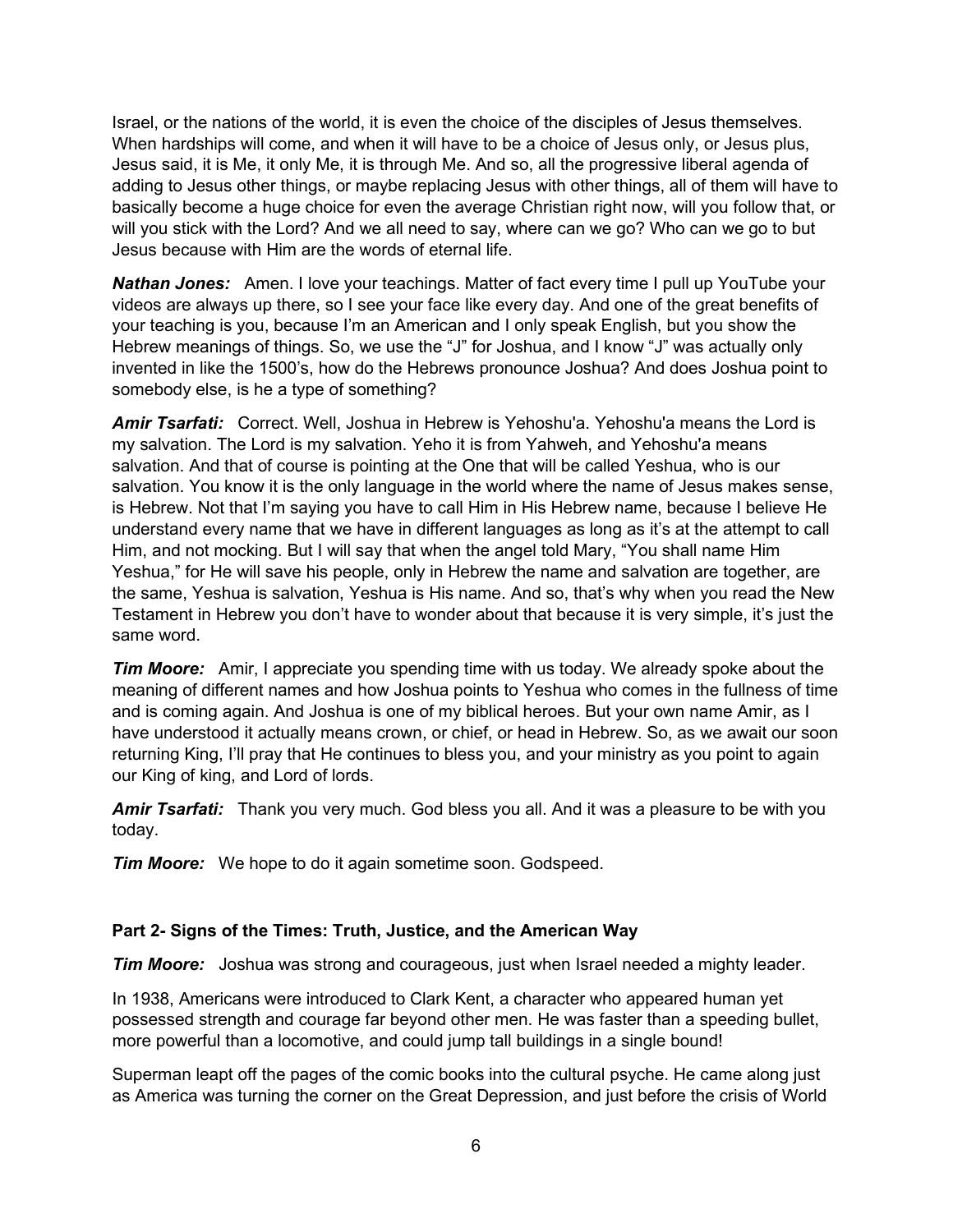Israel, or the nations of the world, it is even the choice of the disciples of Jesus themselves. When hardships will come, and when it will have to be a choice of Jesus only, or Jesus plus, Jesus said, it is Me, it only Me, it is through Me. And so, all the progressive liberal agenda of adding to Jesus other things, or maybe replacing Jesus with other things, all of them will have to basically become a huge choice for even the average Christian right now, will you follow that, or will you stick with the Lord? And we all need to say, where can we go? Who can we go to but Jesus because with Him are the words of eternal life.

***Nathan Jones:*** Amen. I love your teachings. Matter of fact every time I pull up YouTube your videos are always up there, so I see your face like every day. And one of the great benefits of your teaching is you, because I'm an American and I only speak English, but you show the Hebrew meanings of things. So, we use the "J" for Joshua, and I know "J" was actually only invented in like the 1500's, how do the Hebrews pronounce Joshua? And does Joshua point to somebody else, is he a type of something?

***Amir Tsarfati:*** Correct. Well, Joshua in Hebrew is Yehoshu'a. Yehoshu'a means the Lord is my salvation. The Lord is my salvation. Yeho it is from Yahweh, and Yehoshu'a means salvation. And that of course is pointing at the One that will be called Yeshua, who is our salvation. You know it is the only language in the world where the name of Jesus makes sense, is Hebrew. Not that I'm saying you have to call Him in His Hebrew name, because I believe He understand every name that we have in different languages as long as it's at the attempt to call Him, and not mocking. But I will say that when the angel told Mary, "You shall name Him Yeshua," for He will save his people, only in Hebrew the name and salvation are together, are the same, Yeshua is salvation, Yeshua is His name. And so, that's why when you read the New Testament in Hebrew you don't have to wonder about that because it is very simple, it's just the same word.

***Tim Moore:*** Amir, I appreciate you spending time with us today. We already spoke about the meaning of different names and how Joshua points to Yeshua who comes in the fullness of time and is coming again. And Joshua is one of my biblical heroes. But your own name Amir, as I have understood it actually means crown, or chief, or head in Hebrew. So, as we await our soon returning King, I'll pray that He continues to bless you, and your ministry as you point to again our King of king, and Lord of lords.

***Amir Tsarfati:*** Thank you very much. God bless you all. And it was a pleasure to be with you today.

***Tim Moore:*** We hope to do it again sometime soon. Godspeed.

**Part 2- Signs of the Times: Truth, Justice, and the American Way**

***Tim Moore:*** Joshua was strong and courageous, just when Israel needed a mighty leader.

In 1938, Americans were introduced to Clark Kent, a character who appeared human yet possessed strength and courage far beyond other men. He was faster than a speeding bullet, more powerful than a locomotive, and could jump tall buildings in a single bound!

Superman leapt off the pages of the comic books into the cultural psyche. He came along just as America was turning the corner on the Great Depression, and just before the crisis of World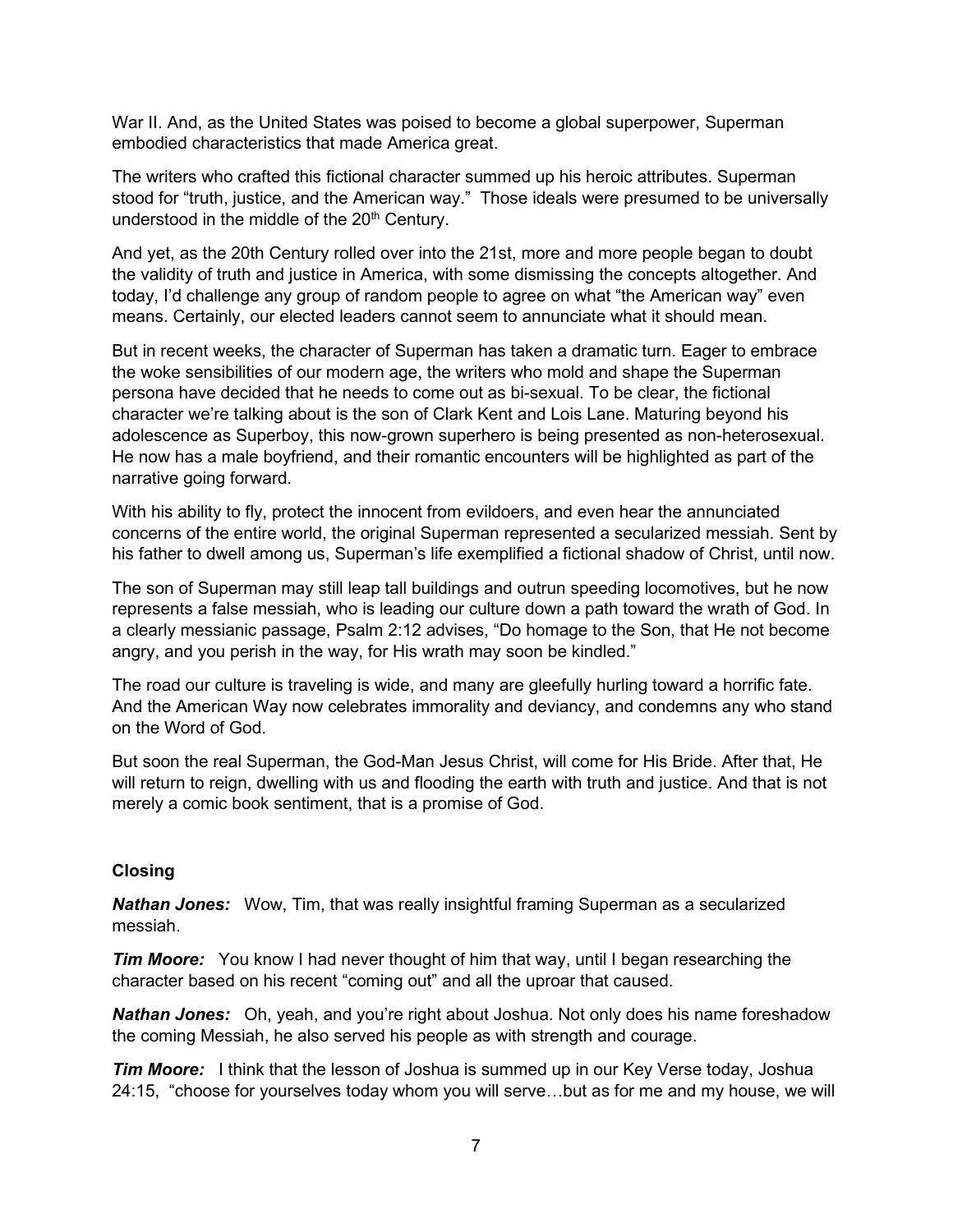War II. And, as the United States was poised to become a global superpower, Superman embodied characteristics that made America great.

The writers who crafted this fictional character summed up his heroic attributes. Superman stood for "truth, justice, and the American way." Those ideals were presumed to be universally understood in the middle of the 20th Century.

And yet, as the 20th Century rolled over into the 21st, more and more people began to doubt the validity of truth and justice in America, with some dismissing the concepts altogether. And today, I'd challenge any group of random people to agree on what "the American way" even means. Certainly, our elected leaders cannot seem to annunciate what it should mean.

But in recent weeks, the character of Superman has taken a dramatic turn. Eager to embrace the woke sensibilities of our modern age, the writers who mold and shape the Superman persona have decided that he needs to come out as bi-sexual. To be clear, the fictional character we're talking about is the son of Clark Kent and Lois Lane. Maturing beyond his adolescence as Superboy, this now-grown superhero is being presented as non-heterosexual. He now has a male boyfriend, and their romantic encounters will be highlighted as part of the narrative going forward.

With his ability to fly, protect the innocent from evildoers, and even hear the annunciated concerns of the entire world, the original Superman represented a secularized messiah. Sent by his father to dwell among us, Superman's life exemplified a fictional shadow of Christ, until now.

The son of Superman may still leap tall buildings and outrun speeding locomotives, but he now represents a false messiah, who is leading our culture down a path toward the wrath of God. In a clearly messianic passage, Psalm 2:12 advises, "Do homage to the Son, that He not become angry, and you perish in the way, for His wrath may soon be kindled."

The road our culture is traveling is wide, and many are gleefully hurling toward a horrific fate. And the American Way now celebrates immorality and deviancy, and condemns any who stand on the Word of God.

But soon the real Superman, the God-Man Jesus Christ, will come for His Bride. After that, He will return to reign, dwelling with us and flooding the earth with truth and justice. And that is not merely a comic book sentiment, that is a promise of God.

### Closing

***Nathan Jones:*** Wow, Tim, that was really insightful framing Superman as a secularized messiah.

***Tim Moore:*** You know I had never thought of him that way, until I began researching the character based on his recent "coming out" and all the uproar that caused.

***Nathan Jones:*** Oh, yeah, and you're right about Joshua. Not only does his name foreshadow the coming Messiah, he also served his people as with strength and courage.

***Tim Moore:*** I think that the lesson of Joshua is summed up in our Key Verse today, Joshua 24:15, "choose for yourselves today whom you will serve…but as for me and my house, we will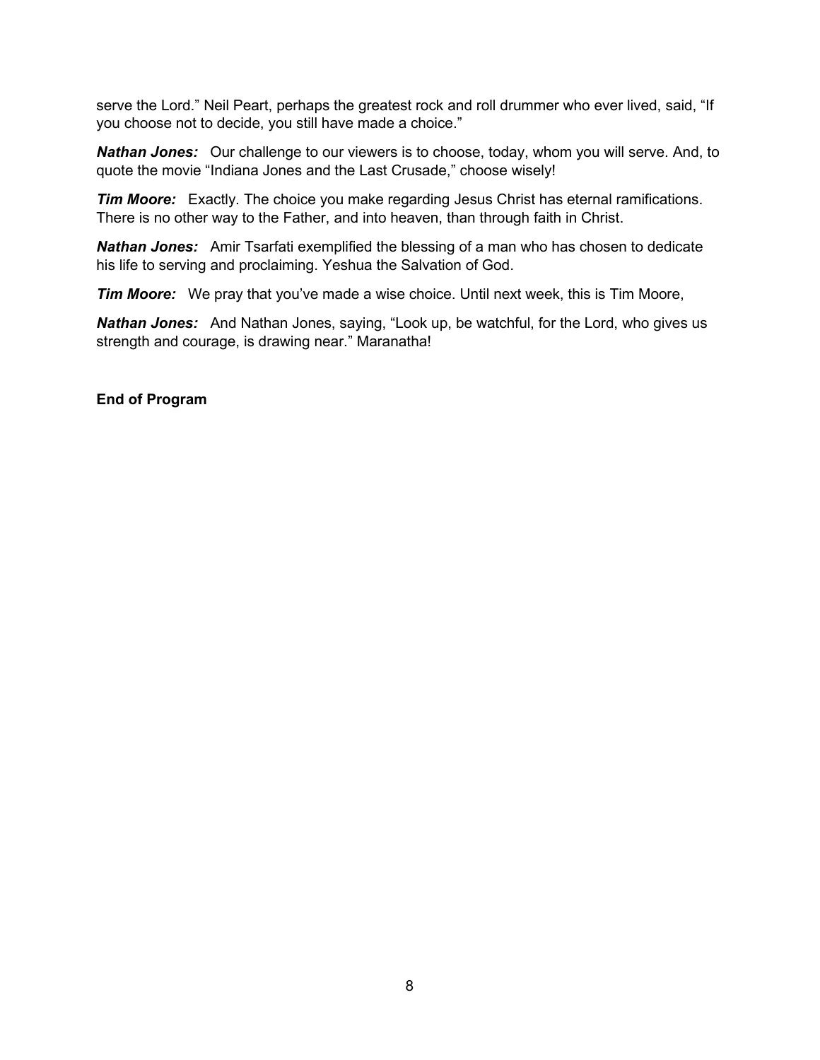serve the Lord." Neil Peart, perhaps the greatest rock and roll drummer who ever lived, said, "If you choose not to decide, you still have made a choice."

***Nathan Jones:*** Our challenge to our viewers is to choose, today, whom you will serve. And, to quote the movie "Indiana Jones and the Last Crusade," choose wisely!

***Tim Moore:*** Exactly. The choice you make regarding Jesus Christ has eternal ramifications. There is no other way to the Father, and into heaven, than through faith in Christ.

***Nathan Jones:*** Amir Tsarfati exemplified the blessing of a man who has chosen to dedicate his life to serving and proclaiming. Yeshua the Salvation of God.

***Tim Moore:*** We pray that you've made a wise choice. Until next week, this is Tim Moore,

***Nathan Jones:*** And Nathan Jones, saying, "Look up, be watchful, for the Lord, who gives us strength and courage, is drawing near." Maranatha!

**End of Program**